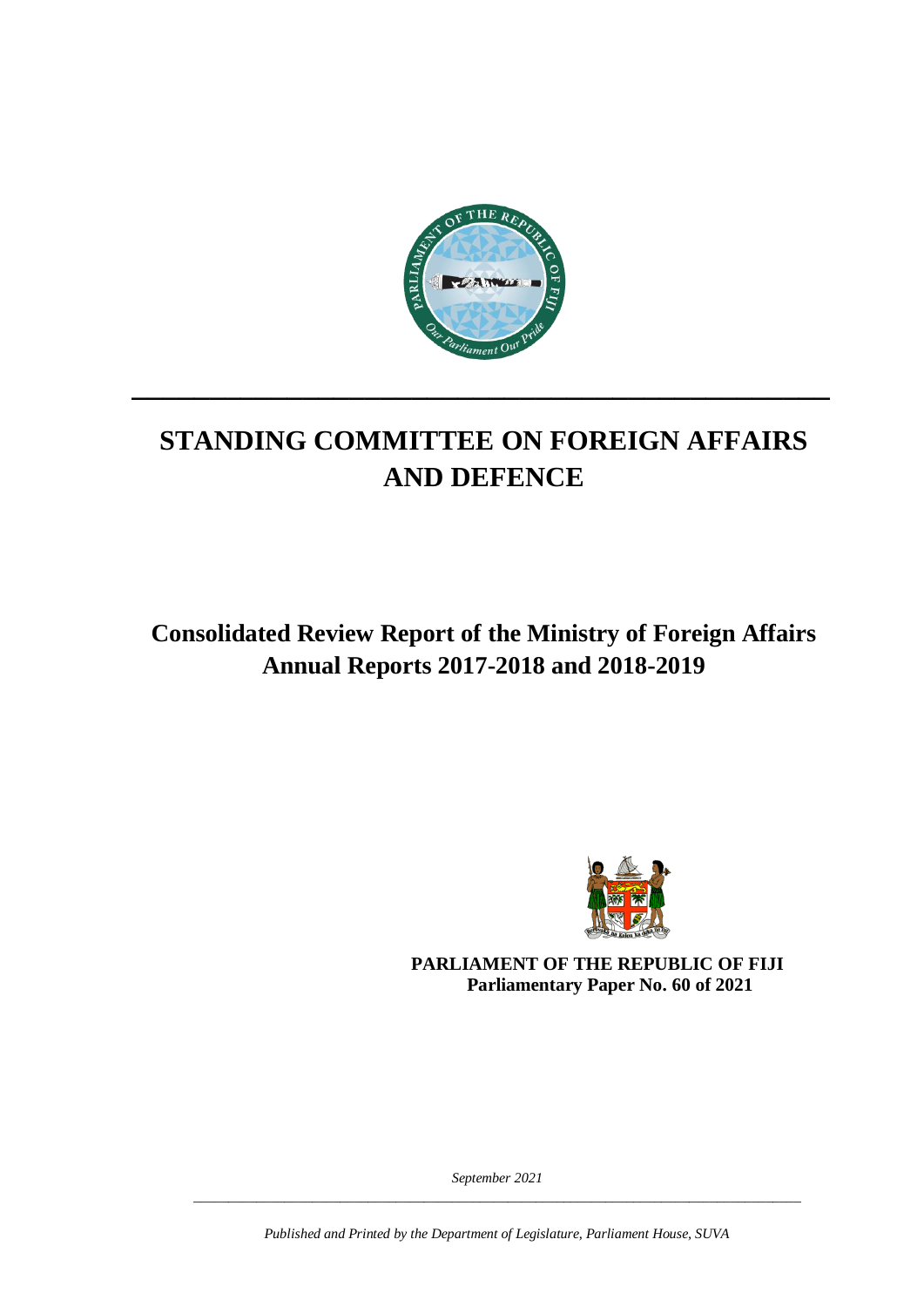# STANDING COMMITTEE ON FOREIGN AFFAIRS AND DEFENCE

## Consolidated Review Report of the Ministry of Foreign Affairs Annual Reports 2017-2018 and 2018-2019

**PARLIAMENT OF THE REPUBLIC OF FIJI**
**Parliamentary Paper No. 60 of 2021**

*September 2021*

*Published and Printed by the Department of Legislature, Parliament House, SUVA*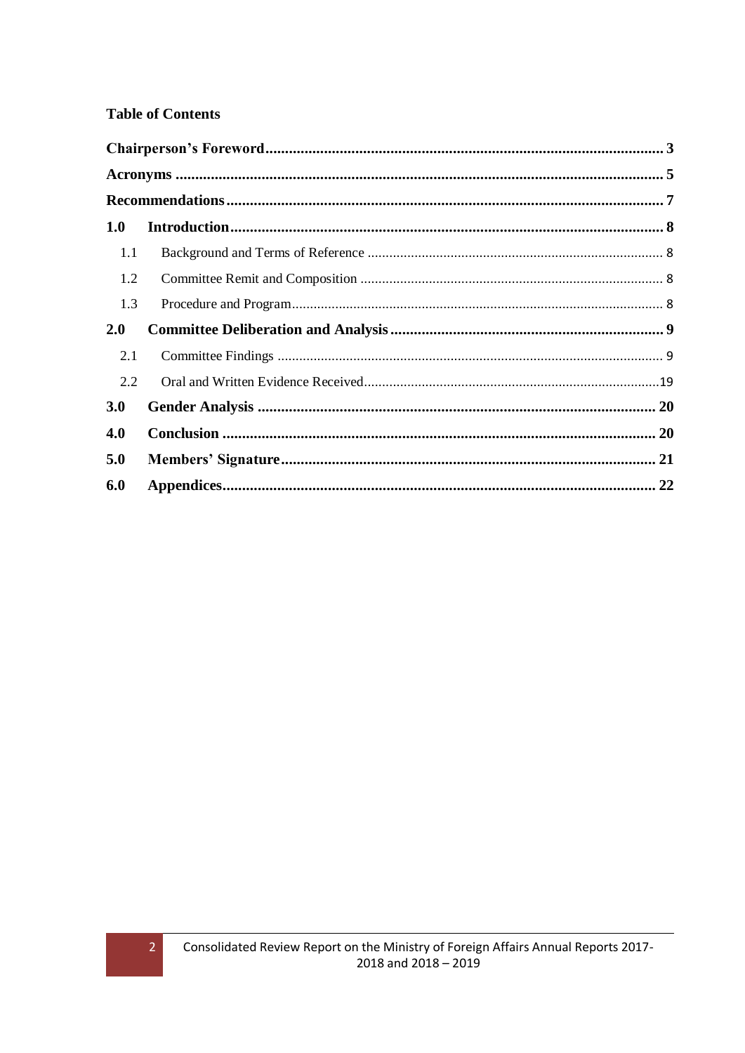**Table of Contents**

**Chairperson's Foreword** .......... **3**

**Acronyms** .......... **5**

**Recommendations** .......... **7**

**1.0 Introduction** .......... **8**

- 1.1 Background and Terms of Reference .......... 8
- 1.2 Committee Remit and Composition .......... 8
- 1.3 Procedure and Program .......... 8

**2.0 Committee Deliberation and Analysis** .......... **9**

- 2.1 Committee Findings .......... 9
- 2.2 Oral and Written Evidence Received .......... 19

**3.0 Gender Analysis** .......... **20**

**4.0 Conclusion** .......... **20**

**5.0 Members' Signature** .......... **21**

**6.0 Appendices** .......... **22**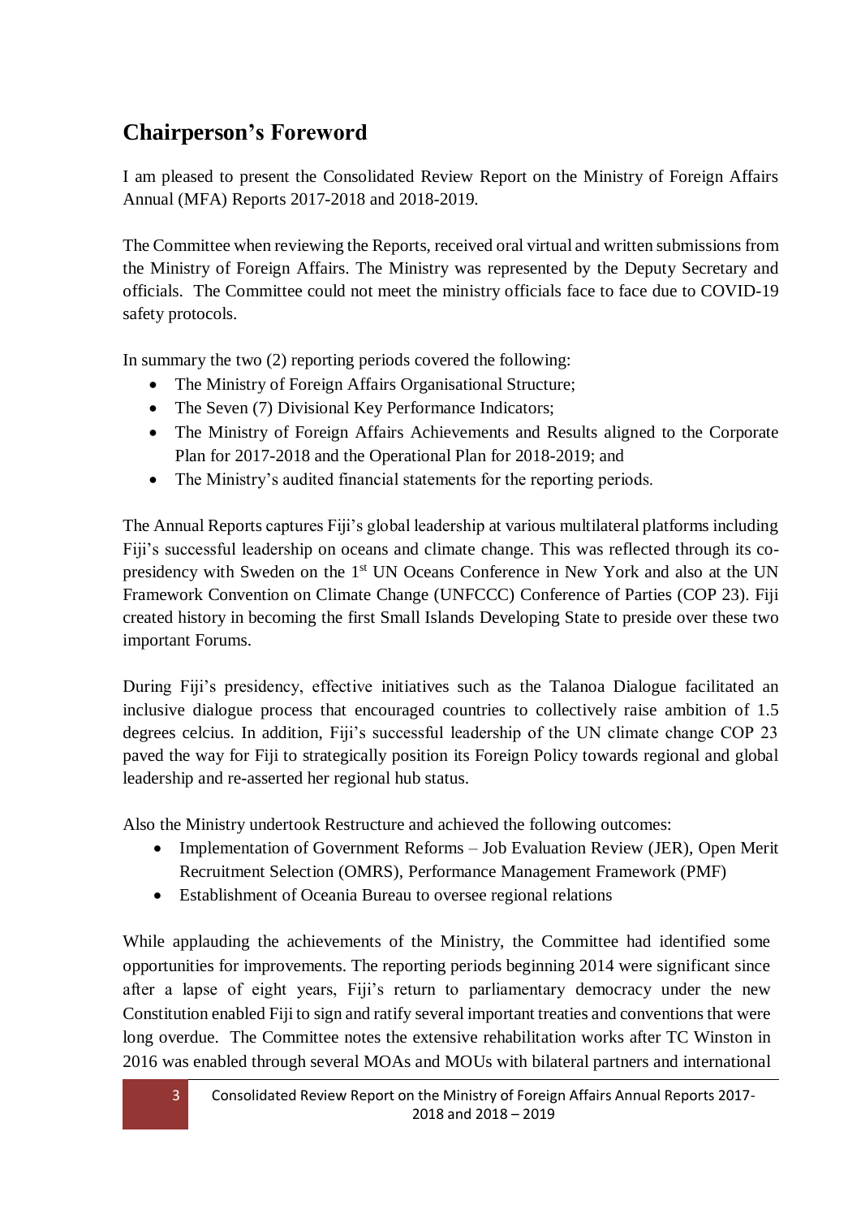## Chairperson's Foreword

I am pleased to present the Consolidated Review Report on the Ministry of Foreign Affairs Annual (MFA) Reports 2017-2018 and 2018-2019.

The Committee when reviewing the Reports, received oral virtual and written submissions from the Ministry of Foreign Affairs. The Ministry was represented by the Deputy Secretary and officials. The Committee could not meet the ministry officials face to face due to COVID-19 safety protocols.

In summary the two (2) reporting periods covered the following:

- The Ministry of Foreign Affairs Organisational Structure;
- The Seven (7) Divisional Key Performance Indicators;
- The Ministry of Foreign Affairs Achievements and Results aligned to the Corporate Plan for 2017-2018 and the Operational Plan for 2018-2019; and
- The Ministry's audited financial statements for the reporting periods.

The Annual Reports captures Fiji's global leadership at various multilateral platforms including Fiji's successful leadership on oceans and climate change. This was reflected through its co-presidency with Sweden on the 1st UN Oceans Conference in New York and also at the UN Framework Convention on Climate Change (UNFCCC) Conference of Parties (COP 23). Fiji created history in becoming the first Small Islands Developing State to preside over these two important Forums.

During Fiji's presidency, effective initiatives such as the Talanoa Dialogue facilitated an inclusive dialogue process that encouraged countries to collectively raise ambition of 1.5 degrees celcius. In addition, Fiji's successful leadership of the UN climate change COP 23 paved the way for Fiji to strategically position its Foreign Policy towards regional and global leadership and re-asserted her regional hub status.

Also the Ministry undertook Restructure and achieved the following outcomes:

- Implementation of Government Reforms – Job Evaluation Review (JER), Open Merit Recruitment Selection (OMRS), Performance Management Framework (PMF)
- Establishment of Oceania Bureau to oversee regional relations

While applauding the achievements of the Ministry, the Committee had identified some opportunities for improvements. The reporting periods beginning 2014 were significant since after a lapse of eight years, Fiji's return to parliamentary democracy under the new Constitution enabled Fiji to sign and ratify several important treaties and conventions that were long overdue. The Committee notes the extensive rehabilitation works after TC Winston in 2016 was enabled through several MOAs and MOUs with bilateral partners and international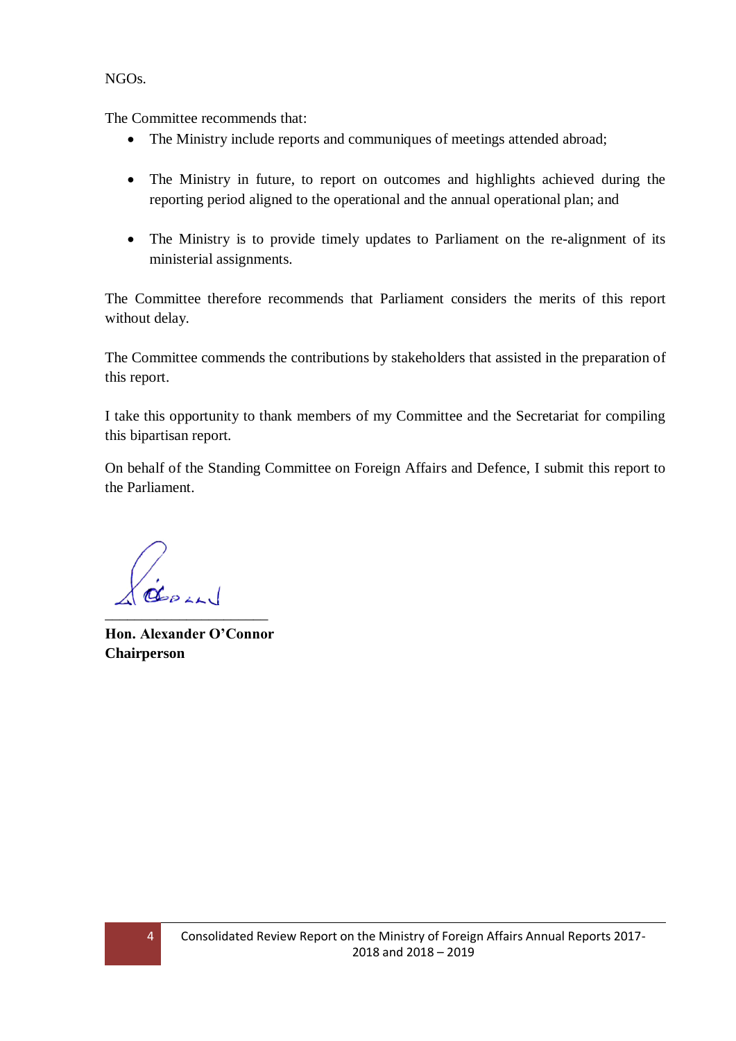NGOs.

The Committee recommends that:

- The Ministry include reports and communiques of meetings attended abroad;
- The Ministry in future, to report on outcomes and highlights achieved during the reporting period aligned to the operational and the annual operational plan; and
- The Ministry is to provide timely updates to Parliament on the re-alignment of its ministerial assignments.

The Committee therefore recommends that Parliament considers the merits of this report without delay.

The Committee commends the contributions by stakeholders that assisted in the preparation of this report.

I take this opportunity to thank members of my Committee and the Secretariat for compiling this bipartisan report.

On behalf of the Standing Committee on Foreign Affairs and Defence, I submit this report to the Parliament.

______________________

**Hon. Alexander O'Connor**
**Chairperson**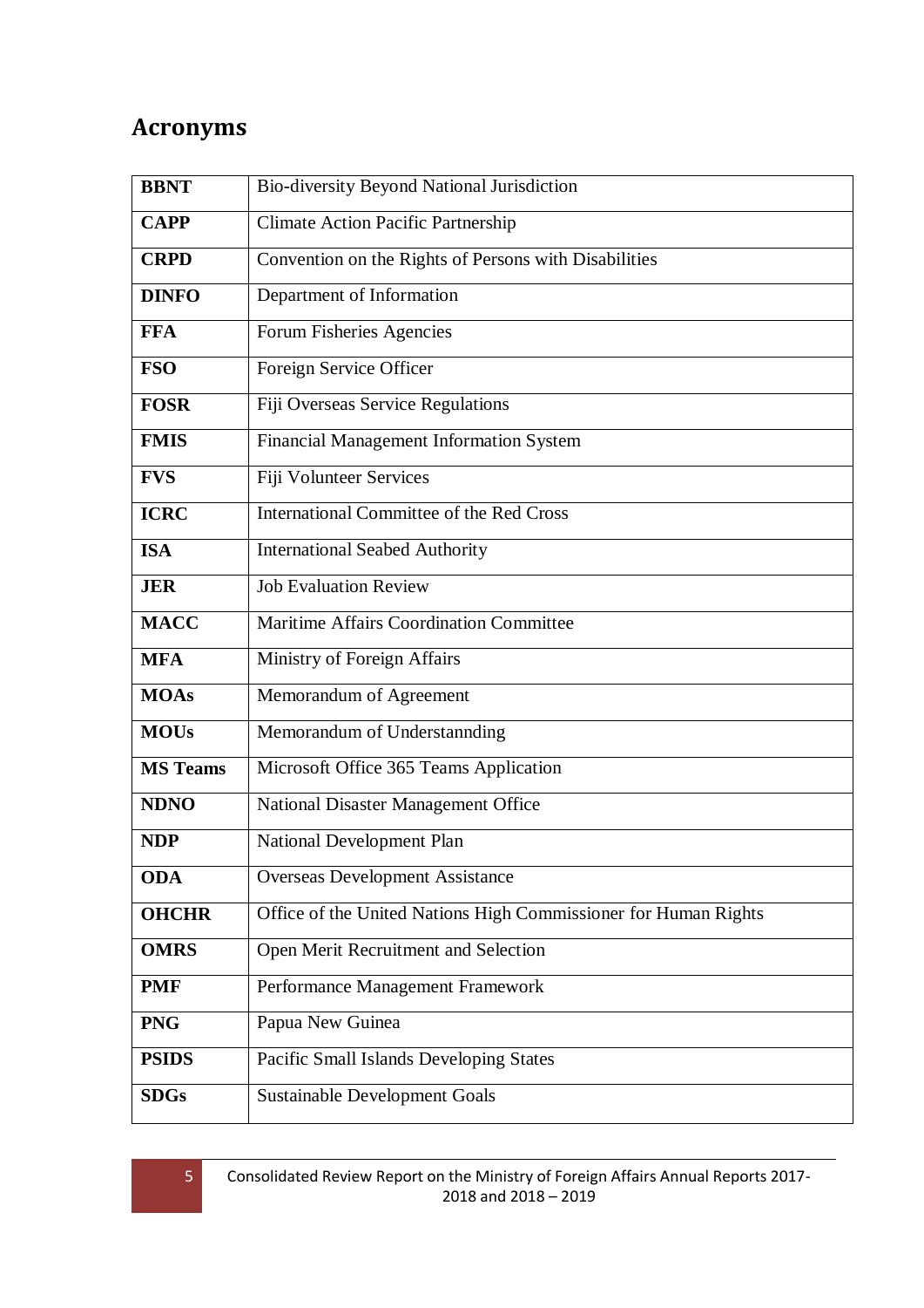## Acronyms

| | |
|---|---|
| **BBNT** | Bio-diversity Beyond National Jurisdiction |
| **CAPP** | Climate Action Pacific Partnership |
| **CRPD** | Convention on the Rights of Persons with Disabilities |
| **DINFO** | Department of Information |
| **FFA** | Forum Fisheries Agencies |
| **FSO** | Foreign Service Officer |
| **FOSR** | Fiji Overseas Service Regulations |
| **FMIS** | Financial Management Information System |
| **FVS** | Fiji Volunteer Services |
| **ICRC** | International Committee of the Red Cross |
| **ISA** | International Seabed Authority |
| **JER** | Job Evaluation Review |
| **MACC** | Maritime Affairs Coordination Committee |
| **MFA** | Ministry of Foreign Affairs |
| **MOAs** | Memorandum of Agreement |
| **MOUs** | Memorandum of Understannding |
| **MS Teams** | Microsoft Office 365 Teams Application |
| **NDNO** | National Disaster Management Office |
| **NDP** | National Development Plan |
| **ODA** | Overseas Development Assistance |
| **OHCHR** | Office of the United Nations High Commissioner for Human Rights |
| **OMRS** | Open Merit Recruitment and Selection |
| **PMF** | Performance Management Framework |
| **PNG** | Papua New Guinea |
| **PSIDS** | Pacific Small Islands Developing States |
| **SDGs** | Sustainable Development Goals |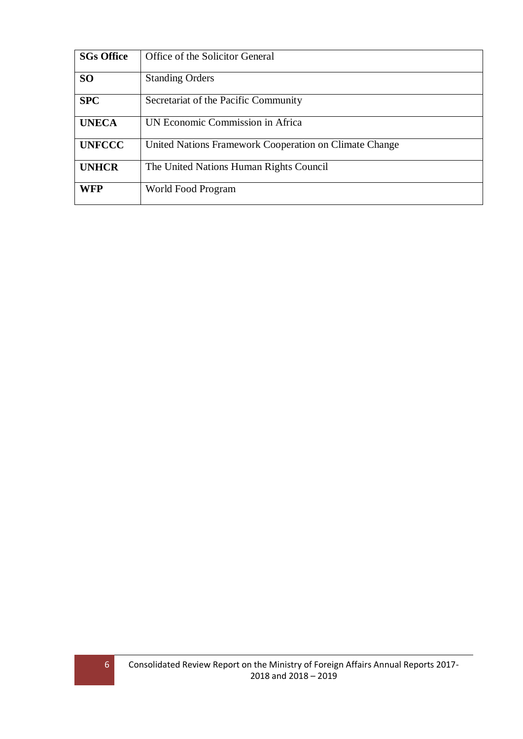| **SGs Office** | Office of the Solicitor General |
|---|---|
| **SO** | Standing Orders |
| **SPC** | Secretariat of the Pacific Community |
| **UNECA** | UN Economic Commission in Africa |
| **UNFCCC** | United Nations Framework Cooperation on Climate Change |
| **UNHCR** | The United Nations Human Rights Council |
| **WFP** | World Food Program |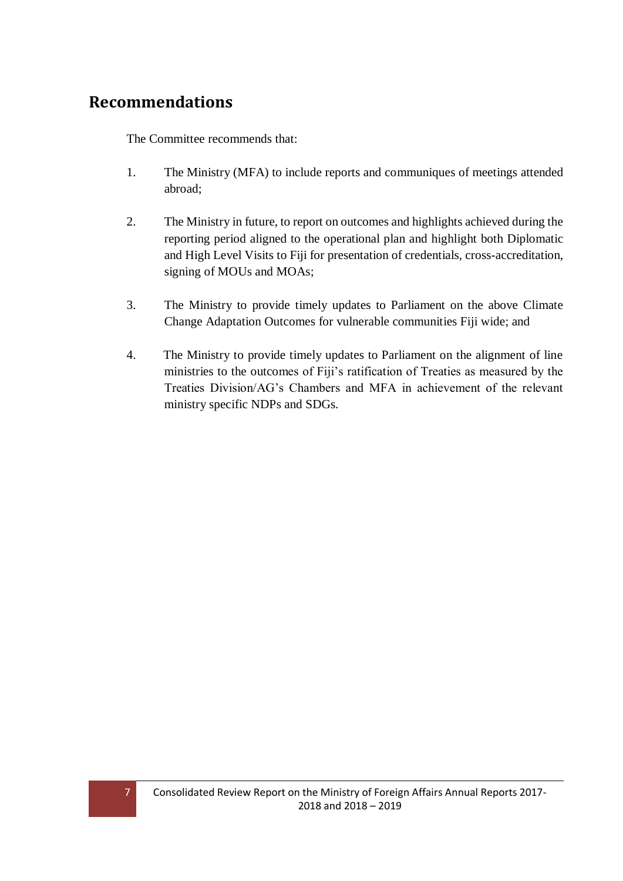## Recommendations

The Committee recommends that:

1. The Ministry (MFA) to include reports and communiques of meetings attended abroad;

2. The Ministry in future, to report on outcomes and highlights achieved during the reporting period aligned to the operational plan and highlight both Diplomatic and High Level Visits to Fiji for presentation of credentials, cross-accreditation, signing of MOUs and MOAs;

3. The Ministry to provide timely updates to Parliament on the above Climate Change Adaptation Outcomes for vulnerable communities Fiji wide; and

4. The Ministry to provide timely updates to Parliament on the alignment of line ministries to the outcomes of Fiji's ratification of Treaties as measured by the Treaties Division/AG's Chambers and MFA in achievement of the relevant ministry specific NDPs and SDGs.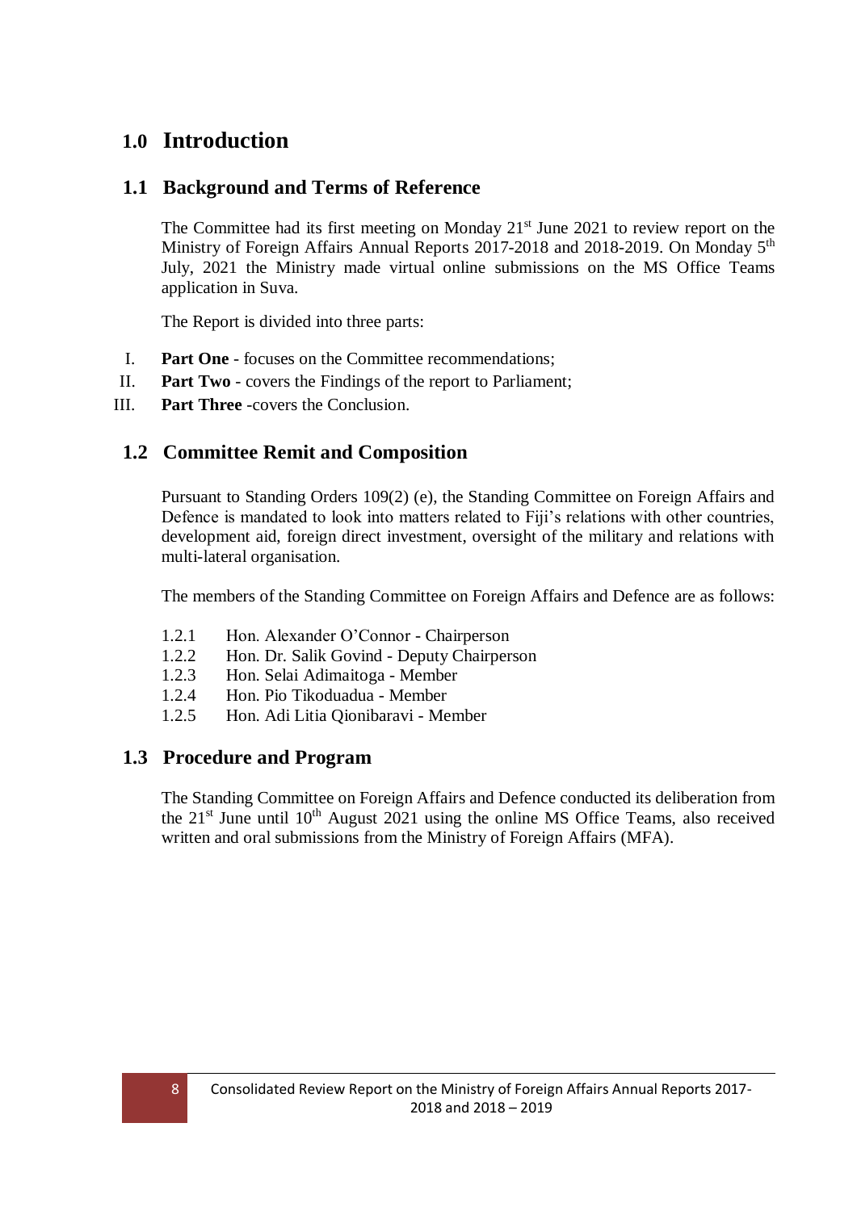# 1.0 Introduction

## 1.1 Background and Terms of Reference

The Committee had its first meeting on Monday 21st June 2021 to review report on the Ministry of Foreign Affairs Annual Reports 2017-2018 and 2018-2019. On Monday 5th July, 2021 the Ministry made virtual online submissions on the MS Office Teams application in Suva.

The Report is divided into three parts:

I. **Part One** - focuses on the Committee recommendations;
II. **Part Two** - covers the Findings of the report to Parliament;
III. **Part Three** -covers the Conclusion.

## 1.2 Committee Remit and Composition

Pursuant to Standing Orders 109(2) (e), the Standing Committee on Foreign Affairs and Defence is mandated to look into matters related to Fiji's relations with other countries, development aid, foreign direct investment, oversight of the military and relations with multi-lateral organisation.

The members of the Standing Committee on Foreign Affairs and Defence are as follows:

1.2.1 Hon. Alexander O'Connor - Chairperson
1.2.2 Hon. Dr. Salik Govind - Deputy Chairperson
1.2.3 Hon. Selai Adimaitoga - Member
1.2.4 Hon. Pio Tikoduadua - Member
1.2.5 Hon. Adi Litia Qionibaravi - Member

## 1.3 Procedure and Program

The Standing Committee on Foreign Affairs and Defence conducted its deliberation from the 21st June until 10th August 2021 using the online MS Office Teams, also received written and oral submissions from the Ministry of Foreign Affairs (MFA).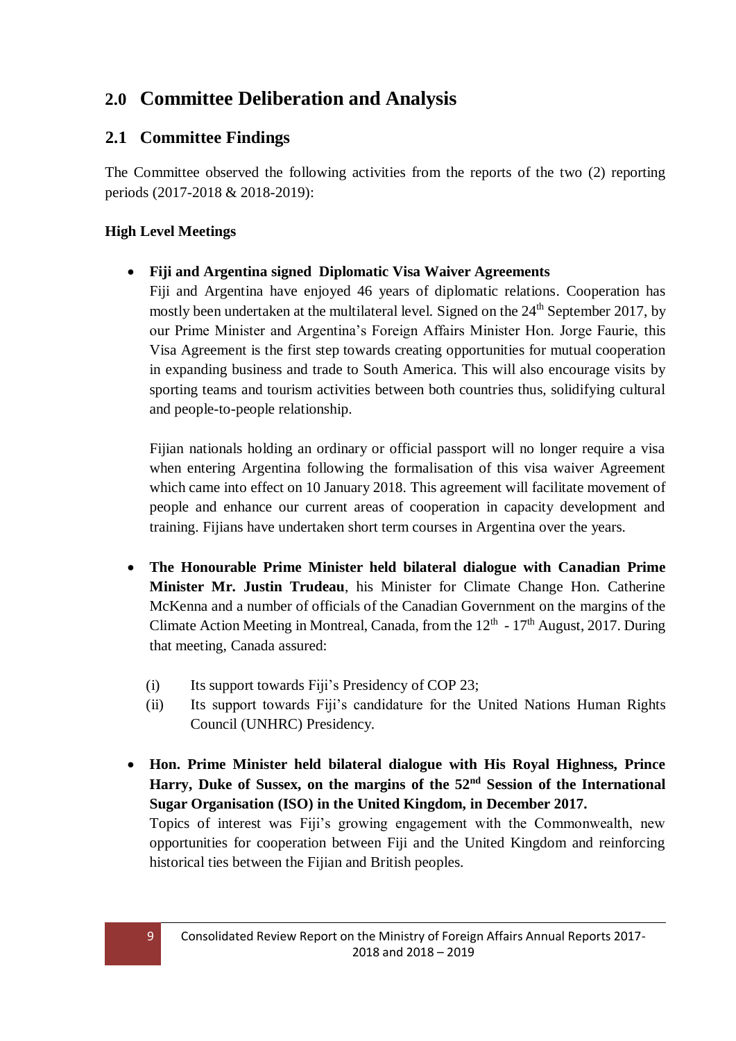## 2.0 Committee Deliberation and Analysis

### 2.1 Committee Findings

The Committee observed the following activities from the reports of the two (2) reporting periods (2017-2018 & 2018-2019):

**High Level Meetings**

- **Fiji and Argentina signed Diplomatic Visa Waiver Agreements**
  Fiji and Argentina have enjoyed 46 years of diplomatic relations. Cooperation has mostly been undertaken at the multilateral level. Signed on the 24th September 2017, by our Prime Minister and Argentina's Foreign Affairs Minister Hon. Jorge Faurie, this Visa Agreement is the first step towards creating opportunities for mutual cooperation in expanding business and trade to South America. This will also encourage visits by sporting teams and tourism activities between both countries thus, solidifying cultural and people-to-people relationship.

  Fijian nationals holding an ordinary or official passport will no longer require a visa when entering Argentina following the formalisation of this visa waiver Agreement which came into effect on 10 January 2018. This agreement will facilitate movement of people and enhance our current areas of cooperation in capacity development and training. Fijians have undertaken short term courses in Argentina over the years.

- **The Honourable Prime Minister held bilateral dialogue with Canadian Prime Minister Mr. Justin Trudeau**, his Minister for Climate Change Hon. Catherine McKenna and a number of officials of the Canadian Government on the margins of the Climate Action Meeting in Montreal, Canada, from the 12th - 17th August, 2017. During that meeting, Canada assured:

  (i) Its support towards Fiji's Presidency of COP 23;
  (ii) Its support towards Fiji's candidature for the United Nations Human Rights Council (UNHRC) Presidency.

- **Hon. Prime Minister held bilateral dialogue with His Royal Highness, Prince Harry, Duke of Sussex, on the margins of the 52nd Session of the International Sugar Organisation (ISO) in the United Kingdom, in December 2017.**
  Topics of interest was Fiji's growing engagement with the Commonwealth, new opportunities for cooperation between Fiji and the United Kingdom and reinforcing historical ties between the Fijian and British peoples.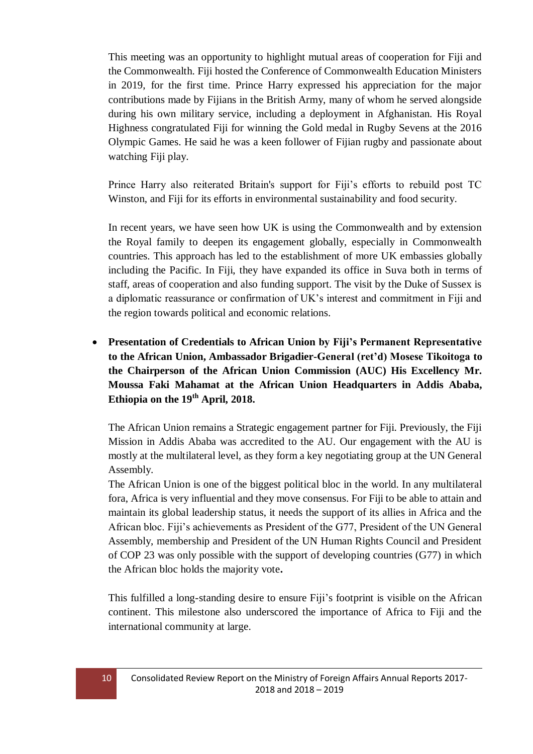This meeting was an opportunity to highlight mutual areas of cooperation for Fiji and the Commonwealth. Fiji hosted the Conference of Commonwealth Education Ministers in 2019, for the first time. Prince Harry expressed his appreciation for the major contributions made by Fijians in the British Army, many of whom he served alongside during his own military service, including a deployment in Afghanistan. His Royal Highness congratulated Fiji for winning the Gold medal in Rugby Sevens at the 2016 Olympic Games. He said he was a keen follower of Fijian rugby and passionate about watching Fiji play.

Prince Harry also reiterated Britain's support for Fiji's efforts to rebuild post TC Winston, and Fiji for its efforts in environmental sustainability and food security.

In recent years, we have seen how UK is using the Commonwealth and by extension the Royal family to deepen its engagement globally, especially in Commonwealth countries. This approach has led to the establishment of more UK embassies globally including the Pacific. In Fiji, they have expanded its office in Suva both in terms of staff, areas of cooperation and also funding support. The visit by the Duke of Sussex is a diplomatic reassurance or confirmation of UK's interest and commitment in Fiji and the region towards political and economic relations.

- **Presentation of Credentials to African Union by Fiji's Permanent Representative to the African Union, Ambassador Brigadier-General (ret'd) Mosese Tikoitoga to the Chairperson of the African Union Commission (AUC) His Excellency Mr. Moussa Faki Mahamat at the African Union Headquarters in Addis Ababa, Ethiopia on the 19th April, 2018.**

  The African Union remains a Strategic engagement partner for Fiji. Previously, the Fiji Mission in Addis Ababa was accredited to the AU. Our engagement with the AU is mostly at the multilateral level, as they form a key negotiating group at the UN General Assembly.

  The African Union is one of the biggest political bloc in the world. In any multilateral fora, Africa is very influential and they move consensus. For Fiji to be able to attain and maintain its global leadership status, it needs the support of its allies in Africa and the African bloc. Fiji's achievements as President of the G77, President of the UN General Assembly, membership and President of the UN Human Rights Council and President of COP 23 was only possible with the support of developing countries (G77) in which the African bloc holds the majority vote**.**

  This fulfilled a long-standing desire to ensure Fiji's footprint is visible on the African continent. This milestone also underscored the importance of Africa to Fiji and the international community at large.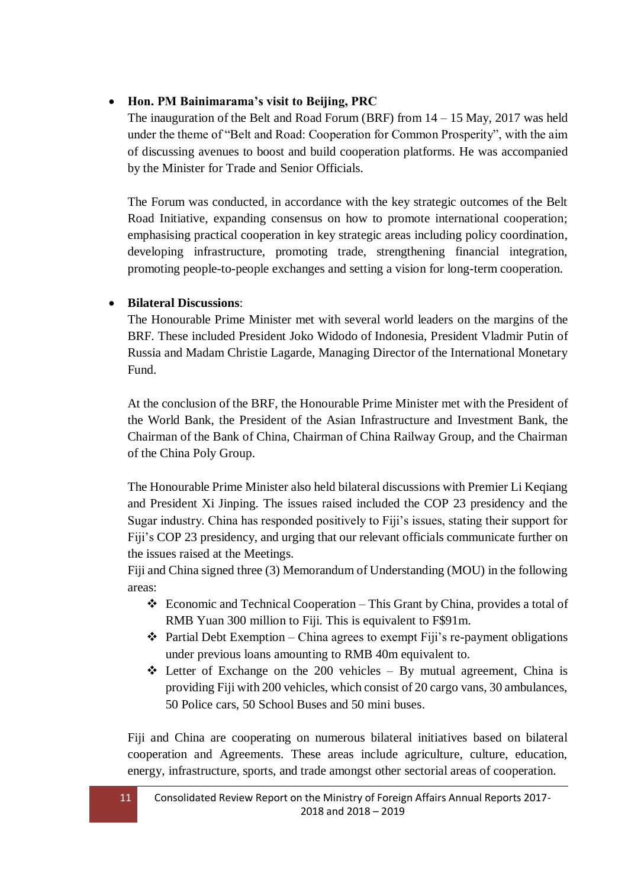- **Hon. PM Bainimarama's visit to Beijing, PRC**

  The inauguration of the Belt and Road Forum (BRF) from 14 – 15 May, 2017 was held under the theme of "Belt and Road: Cooperation for Common Prosperity", with the aim of discussing avenues to boost and build cooperation platforms. He was accompanied by the Minister for Trade and Senior Officials.

  The Forum was conducted, in accordance with the key strategic outcomes of the Belt Road Initiative, expanding consensus on how to promote international cooperation; emphasising practical cooperation in key strategic areas including policy coordination, developing infrastructure, promoting trade, strengthening financial integration, promoting people-to-people exchanges and setting a vision for long-term cooperation.

- **Bilateral Discussions**:

  The Honourable Prime Minister met with several world leaders on the margins of the BRF. These included President Joko Widodo of Indonesia, President Vladmir Putin of Russia and Madam Christie Lagarde, Managing Director of the International Monetary Fund.

  At the conclusion of the BRF, the Honourable Prime Minister met with the President of the World Bank, the President of the Asian Infrastructure and Investment Bank, the Chairman of the Bank of China, Chairman of China Railway Group, and the Chairman of the China Poly Group.

  The Honourable Prime Minister also held bilateral discussions with Premier Li Keqiang and President Xi Jinping. The issues raised included the COP 23 presidency and the Sugar industry. China has responded positively to Fiji's issues, stating their support for Fiji's COP 23 presidency, and urging that our relevant officials communicate further on the issues raised at the Meetings.

  Fiji and China signed three (3) Memorandum of Understanding (MOU) in the following areas:

  - Economic and Technical Cooperation – This Grant by China, provides a total of RMB Yuan 300 million to Fiji. This is equivalent to F$91m.
  - Partial Debt Exemption – China agrees to exempt Fiji's re-payment obligations under previous loans amounting to RMB 40m equivalent to.
  - Letter of Exchange on the 200 vehicles – By mutual agreement, China is providing Fiji with 200 vehicles, which consist of 20 cargo vans, 30 ambulances, 50 Police cars, 50 School Buses and 50 mini buses.

  Fiji and China are cooperating on numerous bilateral initiatives based on bilateral cooperation and Agreements. These areas include agriculture, culture, education, energy, infrastructure, sports, and trade amongst other sectorial areas of cooperation.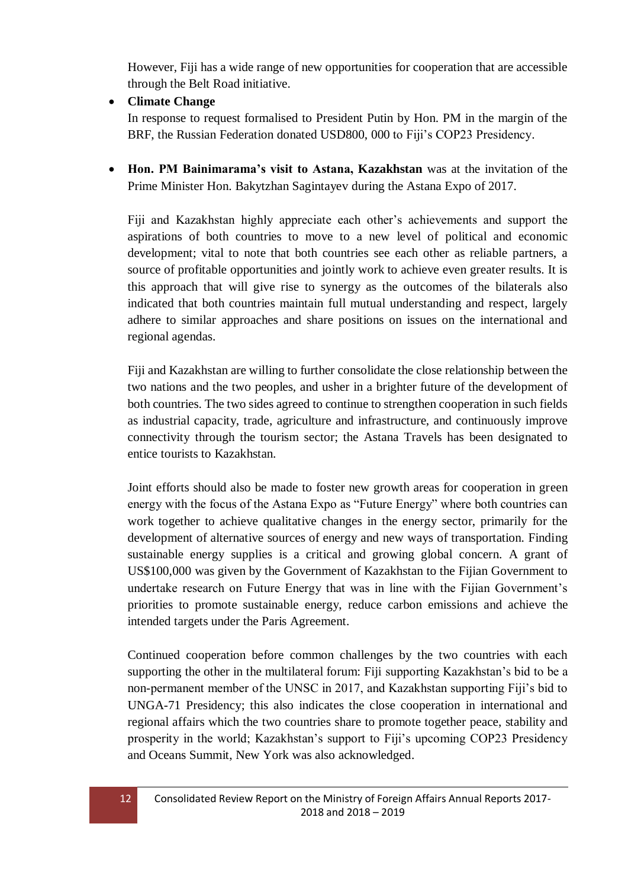However, Fiji has a wide range of new opportunities for cooperation that are accessible through the Belt Road initiative.

- **Climate Change**

  In response to request formalised to President Putin by Hon. PM in the margin of the BRF, the Russian Federation donated USD800, 000 to Fiji's COP23 Presidency.

- **Hon. PM Bainimarama's visit to Astana, Kazakhstan** was at the invitation of the Prime Minister Hon. Bakytzhan Sagintayev during the Astana Expo of 2017.

  Fiji and Kazakhstan highly appreciate each other's achievements and support the aspirations of both countries to move to a new level of political and economic development; vital to note that both countries see each other as reliable partners, a source of profitable opportunities and jointly work to achieve even greater results. It is this approach that will give rise to synergy as the outcomes of the bilaterals also indicated that both countries maintain full mutual understanding and respect, largely adhere to similar approaches and share positions on issues on the international and regional agendas.

  Fiji and Kazakhstan are willing to further consolidate the close relationship between the two nations and the two peoples, and usher in a brighter future of the development of both countries. The two sides agreed to continue to strengthen cooperation in such fields as industrial capacity, trade, agriculture and infrastructure, and continuously improve connectivity through the tourism sector; the Astana Travels has been designated to entice tourists to Kazakhstan.

  Joint efforts should also be made to foster new growth areas for cooperation in green energy with the focus of the Astana Expo as "Future Energy" where both countries can work together to achieve qualitative changes in the energy sector, primarily for the development of alternative sources of energy and new ways of transportation. Finding sustainable energy supplies is a critical and growing global concern. A grant of US$100,000 was given by the Government of Kazakhstan to the Fijian Government to undertake research on Future Energy that was in line with the Fijian Government's priorities to promote sustainable energy, reduce carbon emissions and achieve the intended targets under the Paris Agreement.

  Continued cooperation before common challenges by the two countries with each supporting the other in the multilateral forum: Fiji supporting Kazakhstan's bid to be a non-permanent member of the UNSC in 2017, and Kazakhstan supporting Fiji's bid to UNGA-71 Presidency; this also indicates the close cooperation in international and regional affairs which the two countries share to promote together peace, stability and prosperity in the world; Kazakhstan's support to Fiji's upcoming COP23 Presidency and Oceans Summit, New York was also acknowledged.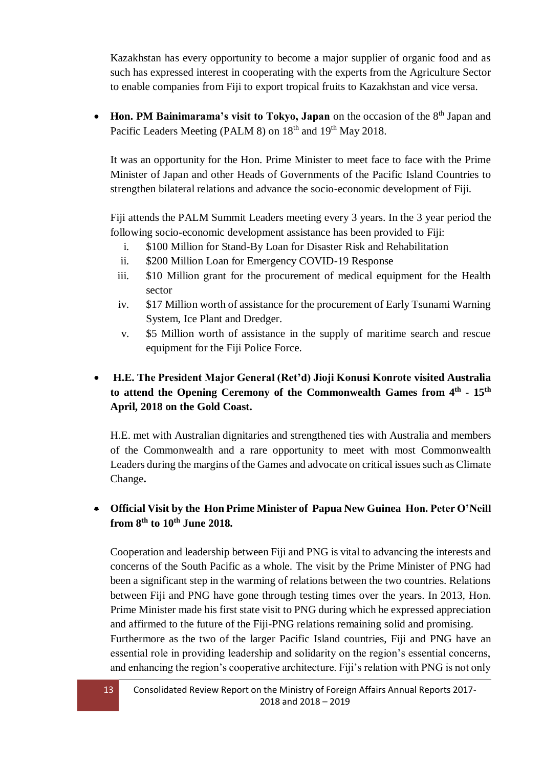Kazakhstan has every opportunity to become a major supplier of organic food and as such has expressed interest in cooperating with the experts from the Agriculture Sector to enable companies from Fiji to export tropical fruits to Kazakhstan and vice versa.

- **Hon. PM Bainimarama's visit to Tokyo, Japan** on the occasion of the 8th Japan and Pacific Leaders Meeting (PALM 8) on 18th and 19th May 2018.

  It was an opportunity for the Hon. Prime Minister to meet face to face with the Prime Minister of Japan and other Heads of Governments of the Pacific Island Countries to strengthen bilateral relations and advance the socio-economic development of Fiji.

  Fiji attends the PALM Summit Leaders meeting every 3 years. In the 3 year period the following socio-economic development assistance has been provided to Fiji:

  i. $100 Million for Stand-By Loan for Disaster Risk and Rehabilitation
  ii. $200 Million Loan for Emergency COVID-19 Response
  iii. $10 Million grant for the procurement of medical equipment for the Health sector
  iv. $17 Million worth of assistance for the procurement of Early Tsunami Warning System, Ice Plant and Dredger.
  v. $5 Million worth of assistance in the supply of maritime search and rescue equipment for the Fiji Police Force.

- **H.E. The President Major General (Ret'd) Jioji Konusi Konrote visited Australia to attend the Opening Ceremony of the Commonwealth Games from 4th - 15th April, 2018 on the Gold Coast.**

  H.E. met with Australian dignitaries and strengthened ties with Australia and members of the Commonwealth and a rare opportunity to meet with most Commonwealth Leaders during the margins of the Games and advocate on critical issues such as Climate Change**.**

- **Official Visit by the Hon Prime Minister of Papua New Guinea Hon. Peter O'Neill from 8th to 10th June 2018.**

  Cooperation and leadership between Fiji and PNG is vital to advancing the interests and concerns of the South Pacific as a whole. The visit by the Prime Minister of PNG had been a significant step in the warming of relations between the two countries. Relations between Fiji and PNG have gone through testing times over the years. In 2013, Hon. Prime Minister made his first state visit to PNG during which he expressed appreciation and affirmed to the future of the Fiji-PNG relations remaining solid and promising.
  Furthermore as the two of the larger Pacific Island countries, Fiji and PNG have an essential role in providing leadership and solidarity on the region's essential concerns, and enhancing the region's cooperative architecture. Fiji's relation with PNG is not only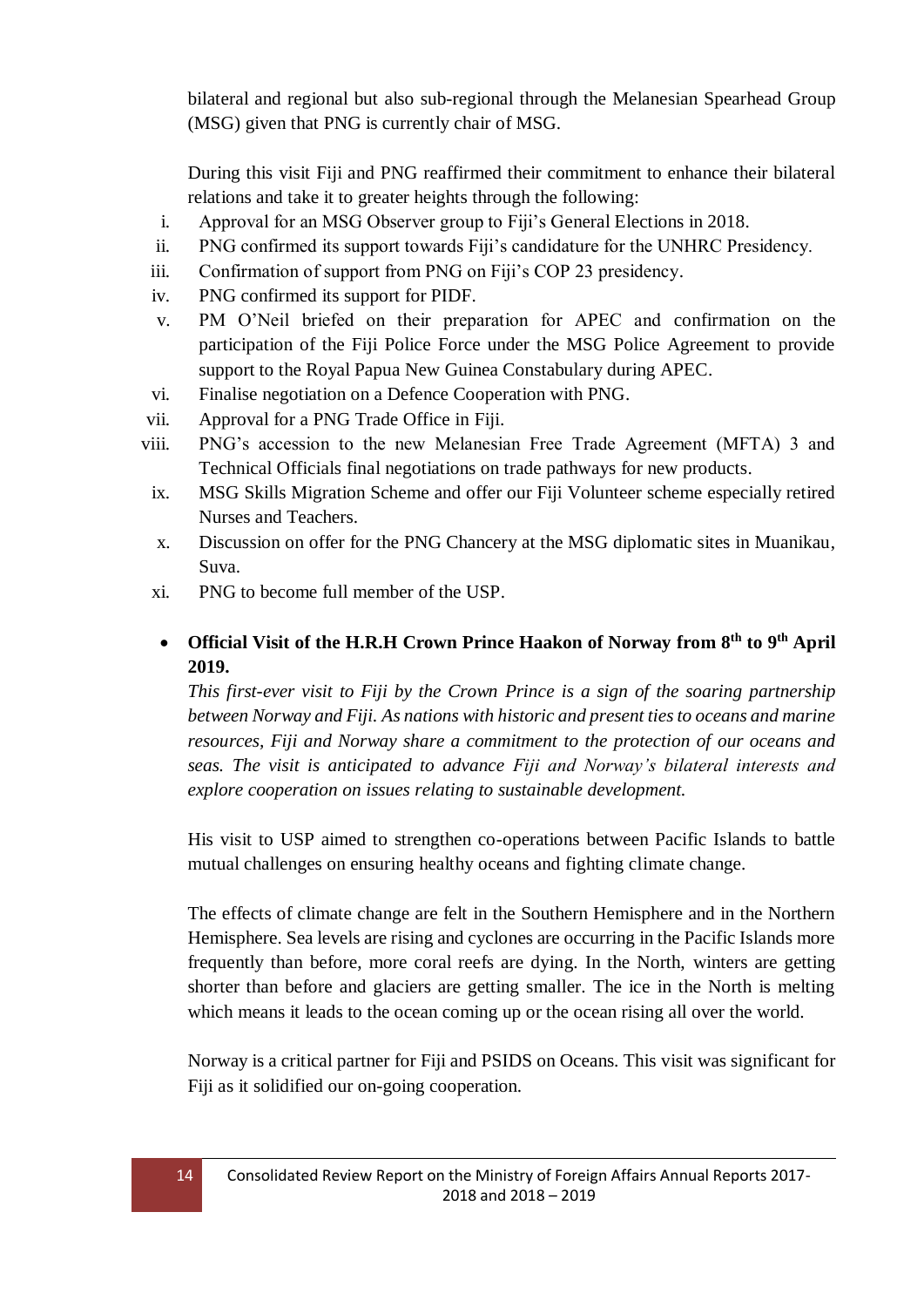bilateral and regional but also sub-regional through the Melanesian Spearhead Group (MSG) given that PNG is currently chair of MSG.

During this visit Fiji and PNG reaffirmed their commitment to enhance their bilateral relations and take it to greater heights through the following:

i. Approval for an MSG Observer group to Fiji's General Elections in 2018.
ii. PNG confirmed its support towards Fiji's candidature for the UNHRC Presidency.
iii. Confirmation of support from PNG on Fiji's COP 23 presidency.
iv. PNG confirmed its support for PIDF.
v. PM O'Neil briefed on their preparation for APEC and confirmation on the participation of the Fiji Police Force under the MSG Police Agreement to provide support to the Royal Papua New Guinea Constabulary during APEC.
vi. Finalise negotiation on a Defence Cooperation with PNG.
vii. Approval for a PNG Trade Office in Fiji.
viii. PNG's accession to the new Melanesian Free Trade Agreement (MFTA) 3 and Technical Officials final negotiations on trade pathways for new products.
ix. MSG Skills Migration Scheme and offer our Fiji Volunteer scheme especially retired Nurses and Teachers.
x. Discussion on offer for the PNG Chancery at the MSG diplomatic sites in Muanikau, Suva.
xi. PNG to become full member of the USP.

- **Official Visit of the H.R.H Crown Prince Haakon of Norway from 8th to 9th April 2019.**

  *This first-ever visit to Fiji by the Crown Prince is a sign of the soaring partnership between Norway and Fiji. As nations with historic and present ties to oceans and marine resources, Fiji and Norway share a commitment to the protection of our oceans and seas. The visit is anticipated to advance Fiji and Norway's bilateral interests and explore cooperation on issues relating to sustainable development.*

  His visit to USP aimed to strengthen co-operations between Pacific Islands to battle mutual challenges on ensuring healthy oceans and fighting climate change.

  The effects of climate change are felt in the Southern Hemisphere and in the Northern Hemisphere. Sea levels are rising and cyclones are occurring in the Pacific Islands more frequently than before, more coral reefs are dying. In the North, winters are getting shorter than before and glaciers are getting smaller. The ice in the North is melting which means it leads to the ocean coming up or the ocean rising all over the world.

  Norway is a critical partner for Fiji and PSIDS on Oceans. This visit was significant for Fiji as it solidified our on-going cooperation.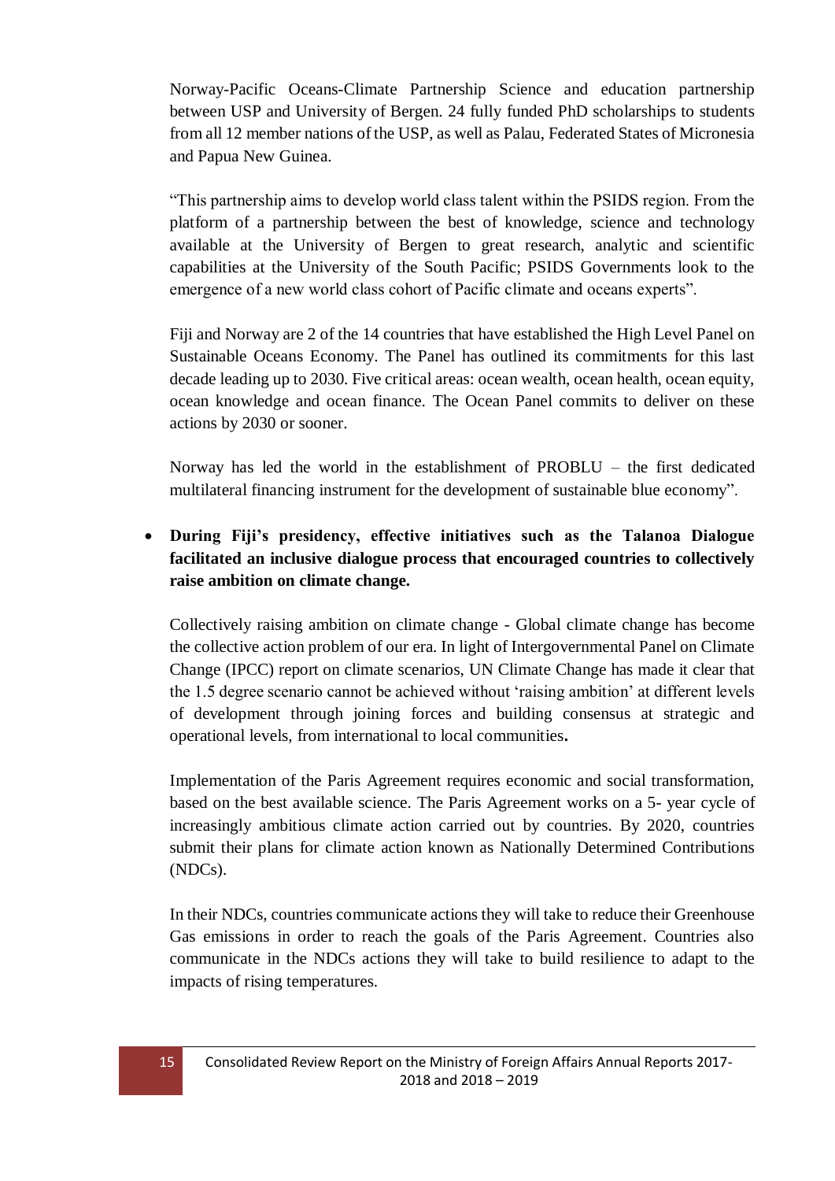Norway-Pacific Oceans-Climate Partnership Science and education partnership between USP and University of Bergen. 24 fully funded PhD scholarships to students from all 12 member nations of the USP, as well as Palau, Federated States of Micronesia and Papua New Guinea.

"This partnership aims to develop world class talent within the PSIDS region. From the platform of a partnership between the best of knowledge, science and technology available at the University of Bergen to great research, analytic and scientific capabilities at the University of the South Pacific; PSIDS Governments look to the emergence of a new world class cohort of Pacific climate and oceans experts".

Fiji and Norway are 2 of the 14 countries that have established the High Level Panel on Sustainable Oceans Economy. The Panel has outlined its commitments for this last decade leading up to 2030. Five critical areas: ocean wealth, ocean health, ocean equity, ocean knowledge and ocean finance. The Ocean Panel commits to deliver on these actions by 2030 or sooner.

Norway has led the world in the establishment of PROBLU – the first dedicated multilateral financing instrument for the development of sustainable blue economy".

- **During Fiji's presidency, effective initiatives such as the Talanoa Dialogue facilitated an inclusive dialogue process that encouraged countries to collectively raise ambition on climate change.**

  Collectively raising ambition on climate change - Global climate change has become the collective action problem of our era. In light of Intergovernmental Panel on Climate Change (IPCC) report on climate scenarios, UN Climate Change has made it clear that the 1.5 degree scenario cannot be achieved without 'raising ambition' at different levels of development through joining forces and building consensus at strategic and operational levels, from international to local communities**.**

  Implementation of the Paris Agreement requires economic and social transformation, based on the best available science. The Paris Agreement works on a 5- year cycle of increasingly ambitious climate action carried out by countries. By 2020, countries submit their plans for climate action known as Nationally Determined Contributions (NDCs).

  In their NDCs, countries communicate actions they will take to reduce their Greenhouse Gas emissions in order to reach the goals of the Paris Agreement. Countries also communicate in the NDCs actions they will take to build resilience to adapt to the impacts of rising temperatures.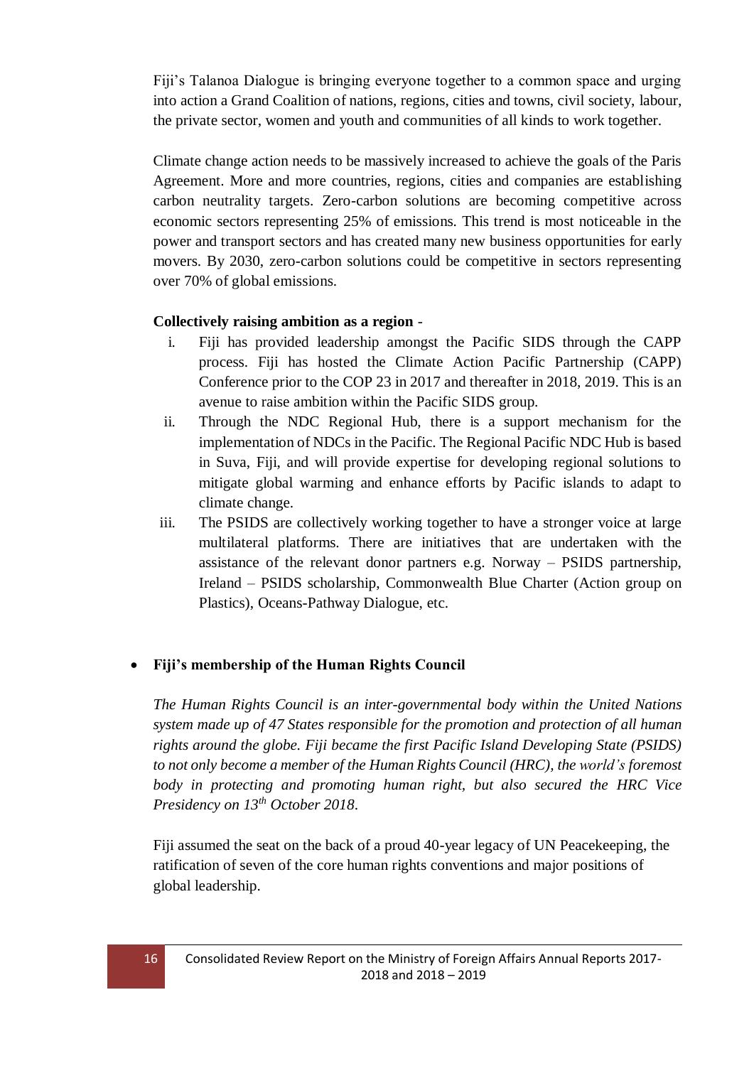Fiji's Talanoa Dialogue is bringing everyone together to a common space and urging into action a Grand Coalition of nations, regions, cities and towns, civil society, labour, the private sector, women and youth and communities of all kinds to work together.

Climate change action needs to be massively increased to achieve the goals of the Paris Agreement. More and more countries, regions, cities and companies are establishing carbon neutrality targets. Zero-carbon solutions are becoming competitive across economic sectors representing 25% of emissions. This trend is most noticeable in the power and transport sectors and has created many new business opportunities for early movers. By 2030, zero-carbon solutions could be competitive in sectors representing over 70% of global emissions.

**Collectively raising ambition as a region -**

i. Fiji has provided leadership amongst the Pacific SIDS through the CAPP process. Fiji has hosted the Climate Action Pacific Partnership (CAPP) Conference prior to the COP 23 in 2017 and thereafter in 2018, 2019. This is an avenue to raise ambition within the Pacific SIDS group.
ii. Through the NDC Regional Hub, there is a support mechanism for the implementation of NDCs in the Pacific. The Regional Pacific NDC Hub is based in Suva, Fiji, and will provide expertise for developing regional solutions to mitigate global warming and enhance efforts by Pacific islands to adapt to climate change.
iii. The PSIDS are collectively working together to have a stronger voice at large multilateral platforms. There are initiatives that are undertaken with the assistance of the relevant donor partners e.g. Norway – PSIDS partnership, Ireland – PSIDS scholarship, Commonwealth Blue Charter (Action group on Plastics), Oceans-Pathway Dialogue, etc.

- **Fiji's membership of the Human Rights Council**

*The Human Rights Council is an inter-governmental body within the United Nations system made up of 47 States responsible for the promotion and protection of all human rights around the globe. Fiji became the first Pacific Island Developing State (PSIDS) to not only become a member of the Human Rights Council (HRC), the world's foremost body in protecting and promoting human right, but also secured the HRC Vice Presidency on 13th October 2018.*

Fiji assumed the seat on the back of a proud 40-year legacy of UN Peacekeeping, the ratification of seven of the core human rights conventions and major positions of global leadership.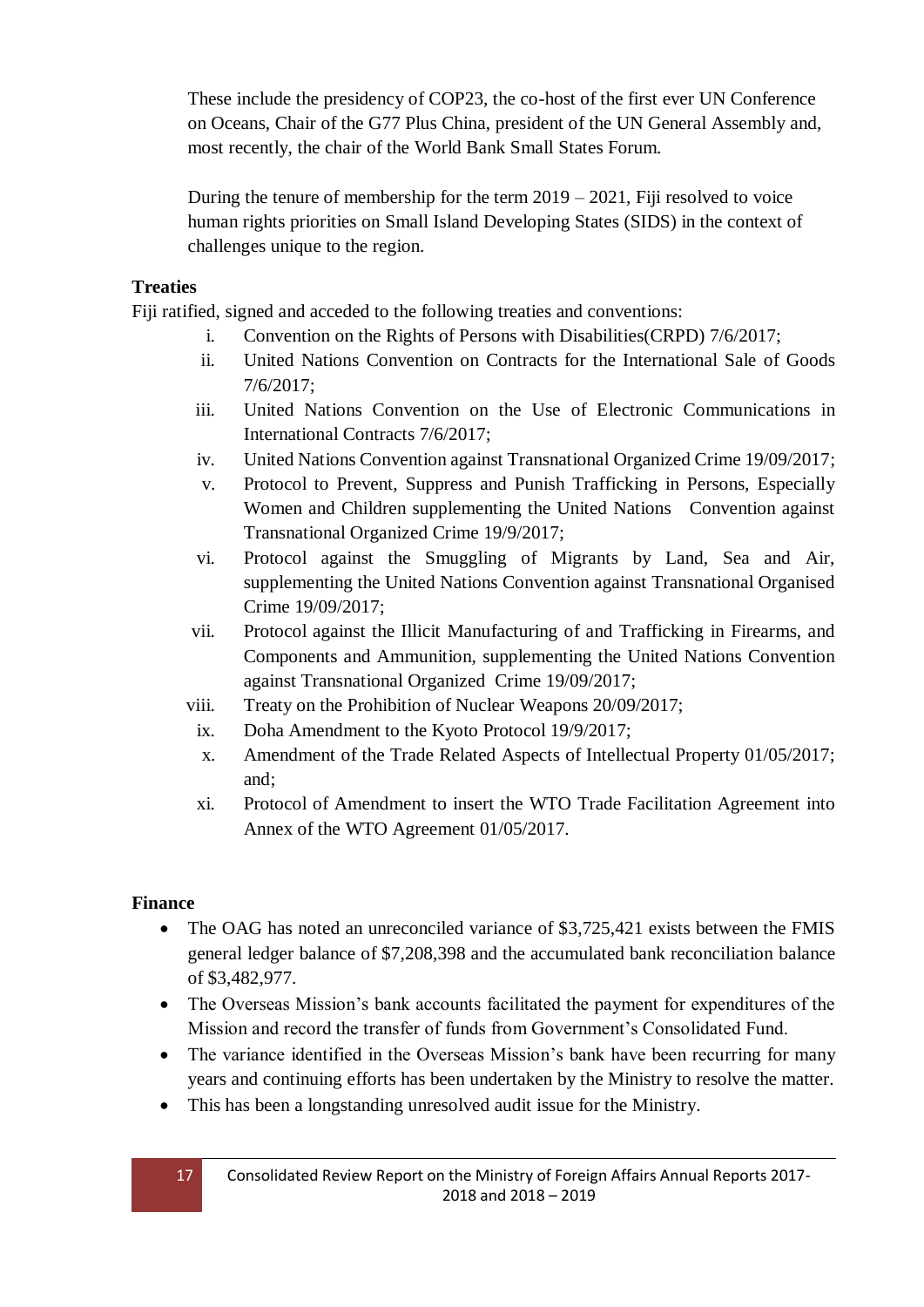These include the presidency of COP23, the co-host of the first ever UN Conference on Oceans, Chair of the G77 Plus China, president of the UN General Assembly and, most recently, the chair of the World Bank Small States Forum.

During the tenure of membership for the term 2019 – 2021, Fiji resolved to voice human rights priorities on Small Island Developing States (SIDS) in the context of challenges unique to the region.

**Treaties**

Fiji ratified, signed and acceded to the following treaties and conventions:

i. Convention on the Rights of Persons with Disabilities(CRPD) 7/6/2017;
ii. United Nations Convention on Contracts for the International Sale of Goods 7/6/2017;
iii. United Nations Convention on the Use of Electronic Communications in International Contracts 7/6/2017;
iv. United Nations Convention against Transnational Organized Crime 19/09/2017;
v. Protocol to Prevent, Suppress and Punish Trafficking in Persons, Especially Women and Children supplementing the United Nations Convention against Transnational Organized Crime 19/9/2017;
vi. Protocol against the Smuggling of Migrants by Land, Sea and Air, supplementing the United Nations Convention against Transnational Organised Crime 19/09/2017;
vii. Protocol against the Illicit Manufacturing of and Trafficking in Firearms, and Components and Ammunition, supplementing the United Nations Convention against Transnational Organized Crime 19/09/2017;
viii. Treaty on the Prohibition of Nuclear Weapons 20/09/2017;
ix. Doha Amendment to the Kyoto Protocol 19/9/2017;
x. Amendment of the Trade Related Aspects of Intellectual Property 01/05/2017; and;
xi. Protocol of Amendment to insert the WTO Trade Facilitation Agreement into Annex of the WTO Agreement 01/05/2017.

**Finance**

- The OAG has noted an unreconciled variance of $3,725,421 exists between the FMIS general ledger balance of $7,208,398 and the accumulated bank reconciliation balance of $3,482,977.
- The Overseas Mission's bank accounts facilitated the payment for expenditures of the Mission and record the transfer of funds from Government's Consolidated Fund.
- The variance identified in the Overseas Mission's bank have been recurring for many years and continuing efforts has been undertaken by the Ministry to resolve the matter.
- This has been a longstanding unresolved audit issue for the Ministry.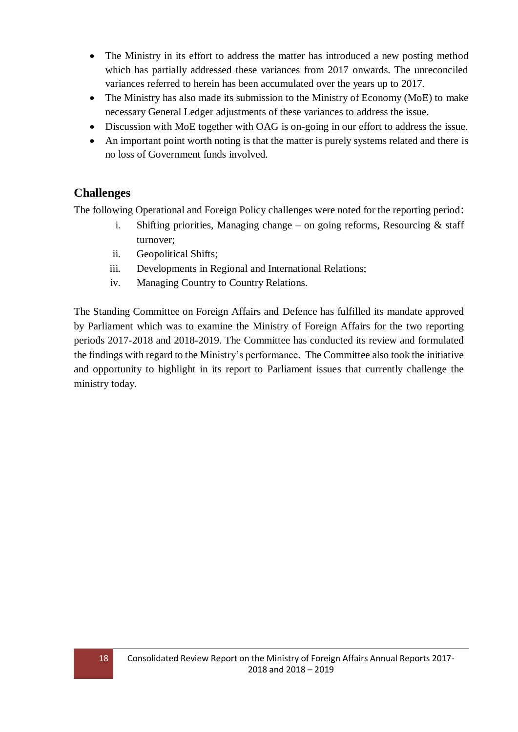- The Ministry in its effort to address the matter has introduced a new posting method which has partially addressed these variances from 2017 onwards. The unreconciled variances referred to herein has been accumulated over the years up to 2017.
- The Ministry has also made its submission to the Ministry of Economy (MoE) to make necessary General Ledger adjustments of these variances to address the issue.
- Discussion with MoE together with OAG is on-going in our effort to address the issue.
- An important point worth noting is that the matter is purely systems related and there is no loss of Government funds involved.

## Challenges

The following Operational and Foreign Policy challenges were noted for the reporting period:

i. Shifting priorities, Managing change – on going reforms, Resourcing & staff turnover;
ii. Geopolitical Shifts;
iii. Developments in Regional and International Relations;
iv. Managing Country to Country Relations.

The Standing Committee on Foreign Affairs and Defence has fulfilled its mandate approved by Parliament which was to examine the Ministry of Foreign Affairs for the two reporting periods 2017-2018 and 2018-2019. The Committee has conducted its review and formulated the findings with regard to the Ministry's performance. The Committee also took the initiative and opportunity to highlight in its report to Parliament issues that currently challenge the ministry today.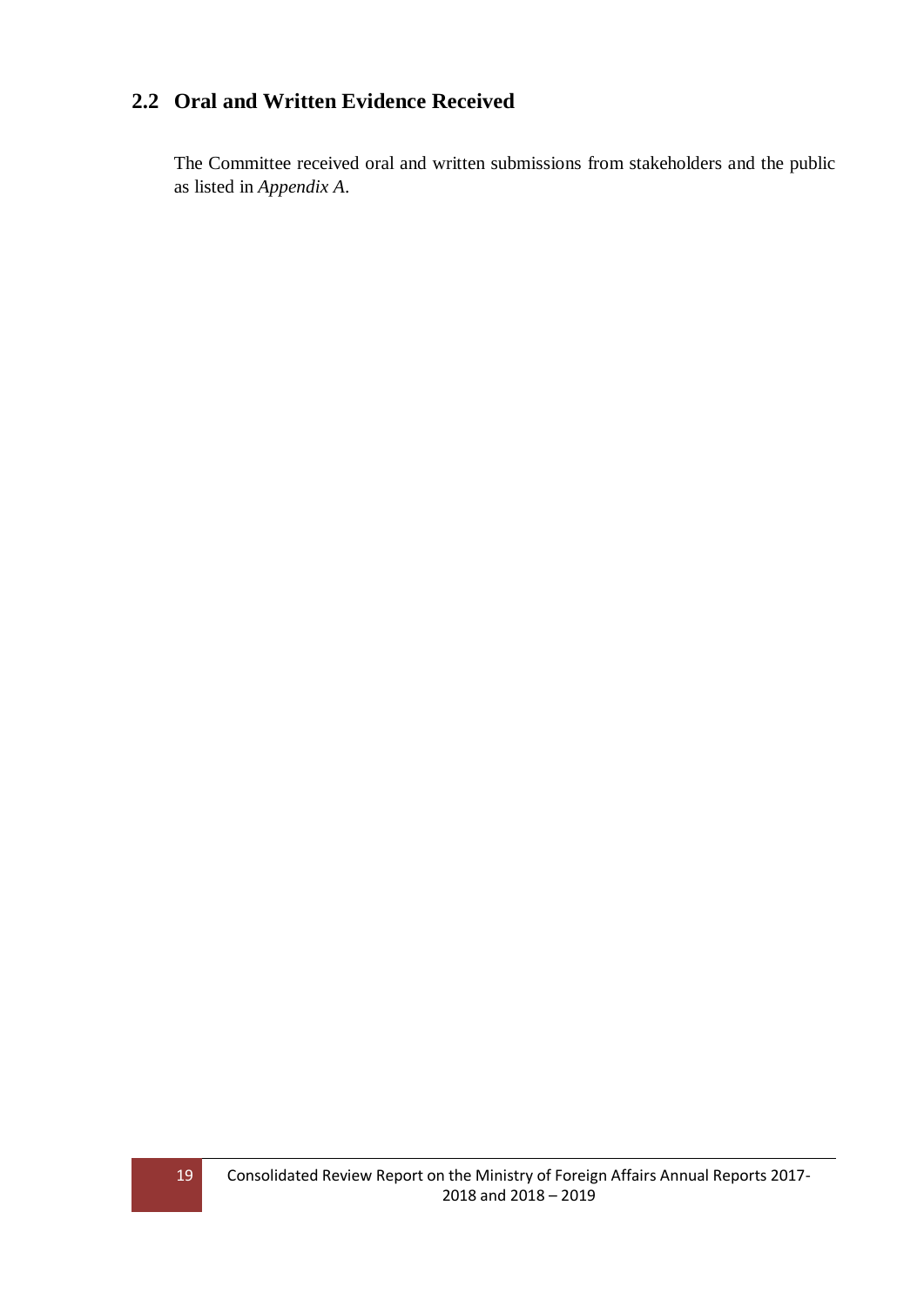## 2.2 Oral and Written Evidence Received

The Committee received oral and written submissions from stakeholders and the public as listed in *Appendix A*.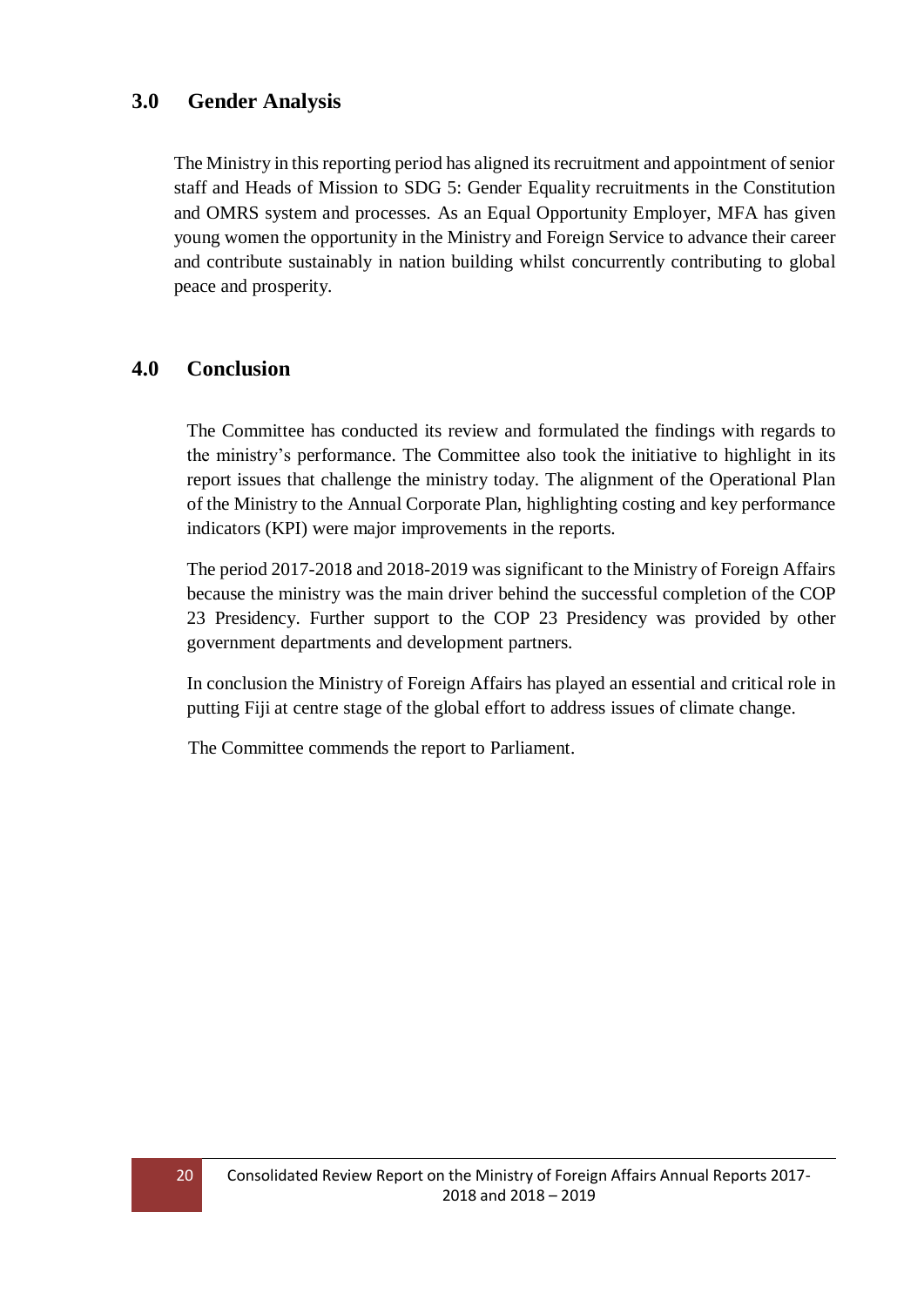## 3.0 Gender Analysis

The Ministry in this reporting period has aligned its recruitment and appointment of senior staff and Heads of Mission to SDG 5: Gender Equality recruitments in the Constitution and OMRS system and processes. As an Equal Opportunity Employer, MFA has given young women the opportunity in the Ministry and Foreign Service to advance their career and contribute sustainably in nation building whilst concurrently contributing to global peace and prosperity.

## 4.0 Conclusion

The Committee has conducted its review and formulated the findings with regards to the ministry's performance. The Committee also took the initiative to highlight in its report issues that challenge the ministry today. The alignment of the Operational Plan of the Ministry to the Annual Corporate Plan, highlighting costing and key performance indicators (KPI) were major improvements in the reports.

The period 2017-2018 and 2018-2019 was significant to the Ministry of Foreign Affairs because the ministry was the main driver behind the successful completion of the COP 23 Presidency. Further support to the COP 23 Presidency was provided by other government departments and development partners.

In conclusion the Ministry of Foreign Affairs has played an essential and critical role in putting Fiji at centre stage of the global effort to address issues of climate change.

The Committee commends the report to Parliament.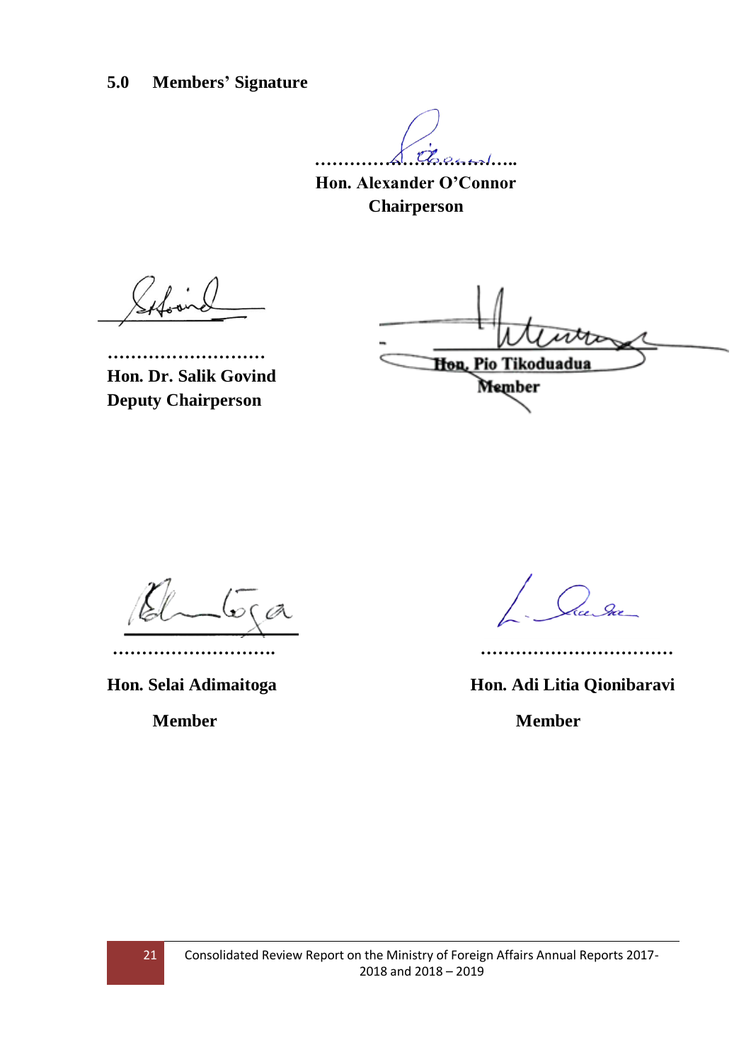## 5.0 Members' Signature

…………………………..

**Hon. Alexander O'Connor**
**Chairperson**

………………………

**Hon. Dr. Salik Govind**
**Deputy Chairperson**

**Hon. Pio Tikoduadua**
**Member**

……………………….

**Hon. Selai Adimaitoga**

**Member**

……………………………

**Hon. Adi Litia Qionibaravi**

**Member**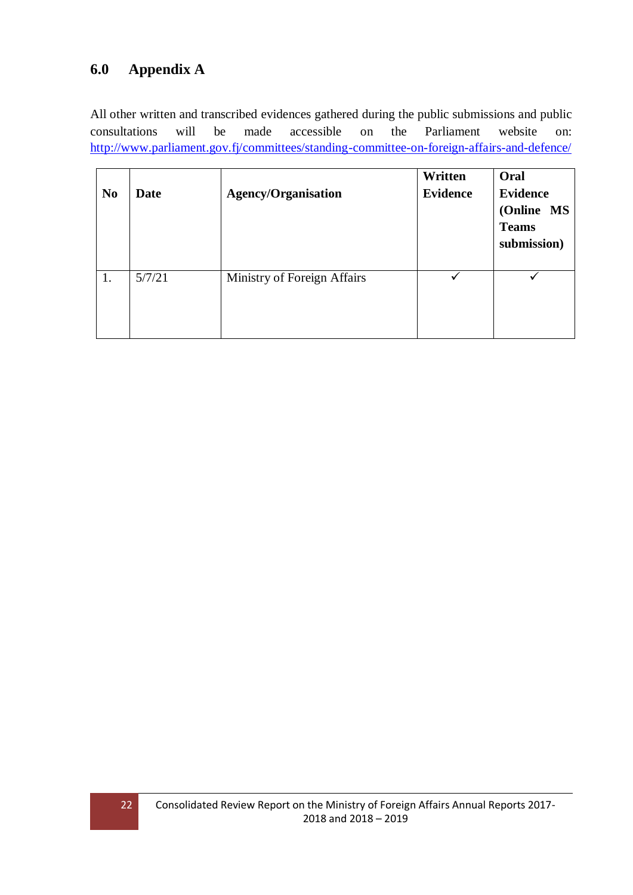## 6.0 Appendix A

All other written and transcribed evidences gathered during the public submissions and public consultations will be made accessible on the Parliament website on: http://www.parliament.gov.fj/committees/standing-committee-on-foreign-affairs-and-defence/

| No | Date | Agency/Organisation | Written Evidence | Oral Evidence (Online MS Teams submission) |
|---|---|---|---|---|
| 1. | 5/7/21 | Ministry of Foreign Affairs | ✓ | ✓ |